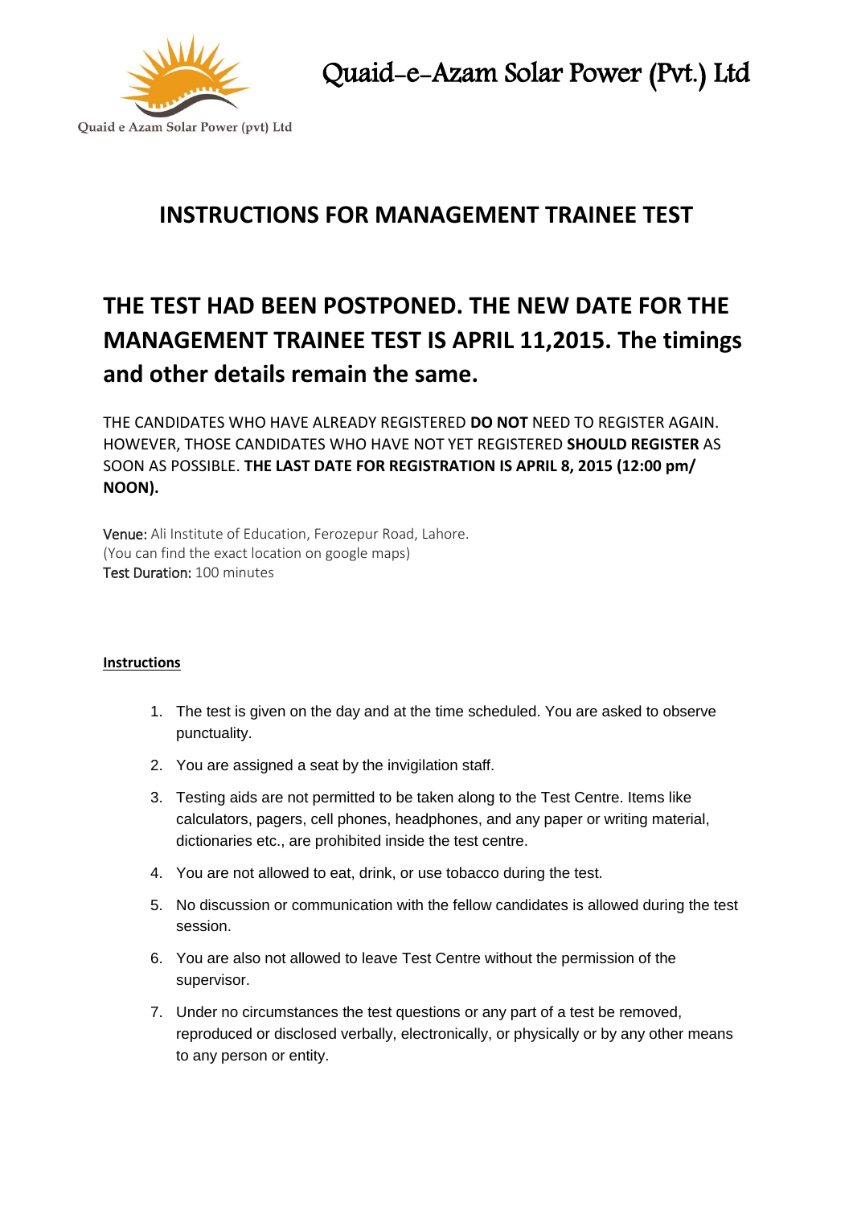Quaid e Azam Solar Power (pvt) Ltd

# Quaid-e-Azam Solar Power (Pvt.) Ltd

## INSTRUCTIONS FOR MANAGEMENT TRAINEE TEST

## THE TEST HAD BEEN POSTPONED. THE NEW DATE FOR THE MANAGEMENT TRAINEE TEST IS APRIL 11,2015. The timings and other details remain the same.

THE CANDIDATES WHO HAVE ALREADY REGISTERED **DO NOT** NEED TO REGISTER AGAIN. HOWEVER, THOSE CANDIDATES WHO HAVE NOT YET REGISTERED **SHOULD REGISTER** AS SOON AS POSSIBLE. **THE LAST DATE FOR REGISTRATION IS APRIL 8, 2015 (12:00 pm/ NOON).**

Venue: Ali Institute of Education, Ferozepur Road, Lahore.
(You can find the exact location on google maps)
Test Duration: 100 minutes

**Instructions**

1. The test is given on the day and at the time scheduled. You are asked to observe punctuality.
2. You are assigned a seat by the invigilation staff.
3. Testing aids are not permitted to be taken along to the Test Centre. Items like calculators, pagers, cell phones, headphones, and any paper or writing material, dictionaries etc., are prohibited inside the test centre.
4. You are not allowed to eat, drink, or use tobacco during the test.
5. No discussion or communication with the fellow candidates is allowed during the test session.
6. You are also not allowed to leave Test Centre without the permission of the supervisor.
7. Under no circumstances the test questions or any part of a test be removed, reproduced or disclosed verbally, electronically, or physically or by any other means to any person or entity.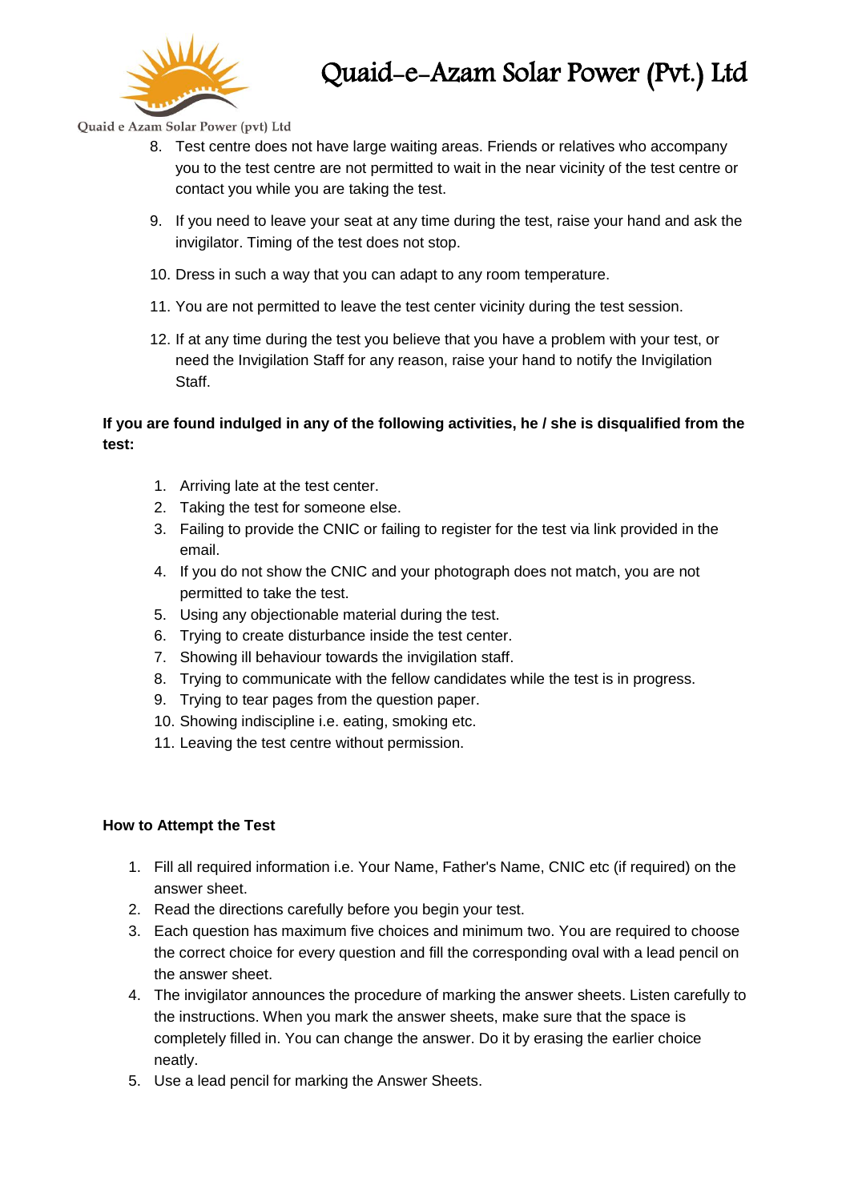8. Test centre does not have large waiting areas. Friends or relatives who accompany you to the test centre are not permitted to wait in the near vicinity of the test centre or contact you while you are taking the test.
9. If you need to leave your seat at any time during the test, raise your hand and ask the invigilator. Timing of the test does not stop.
10. Dress in such a way that you can adapt to any room temperature.
11. You are not permitted to leave the test center vicinity during the test session.
12. If at any time during the test you believe that you have a problem with your test, or need the Invigilation Staff for any reason, raise your hand to notify the Invigilation Staff.

**If you are found indulged in any of the following activities, he / she is disqualified from the test:**

1. Arriving late at the test center.
2. Taking the test for someone else.
3. Failing to provide the CNIC or failing to register for the test via link provided in the email.
4. If you do not show the CNIC and your photograph does not match, you are not permitted to take the test.
5. Using any objectionable material during the test.
6. Trying to create disturbance inside the test center.
7. Showing ill behaviour towards the invigilation staff.
8. Trying to communicate with the fellow candidates while the test is in progress.
9. Trying to tear pages from the question paper.
10. Showing indiscipline i.e. eating, smoking etc.
11. Leaving the test centre without permission.

**How to Attempt the Test**

1. Fill all required information i.e. Your Name, Father's Name, CNIC etc (if required) on the answer sheet.
2. Read the directions carefully before you begin your test.
3. Each question has maximum five choices and minimum two. You are required to choose the correct choice for every question and fill the corresponding oval with a lead pencil on the answer sheet.
4. The invigilator announces the procedure of marking the answer sheets. Listen carefully to the instructions. When you mark the answer sheets, make sure that the space is completely filled in. You can change the answer. Do it by erasing the earlier choice neatly.
5. Use a lead pencil for marking the Answer Sheets.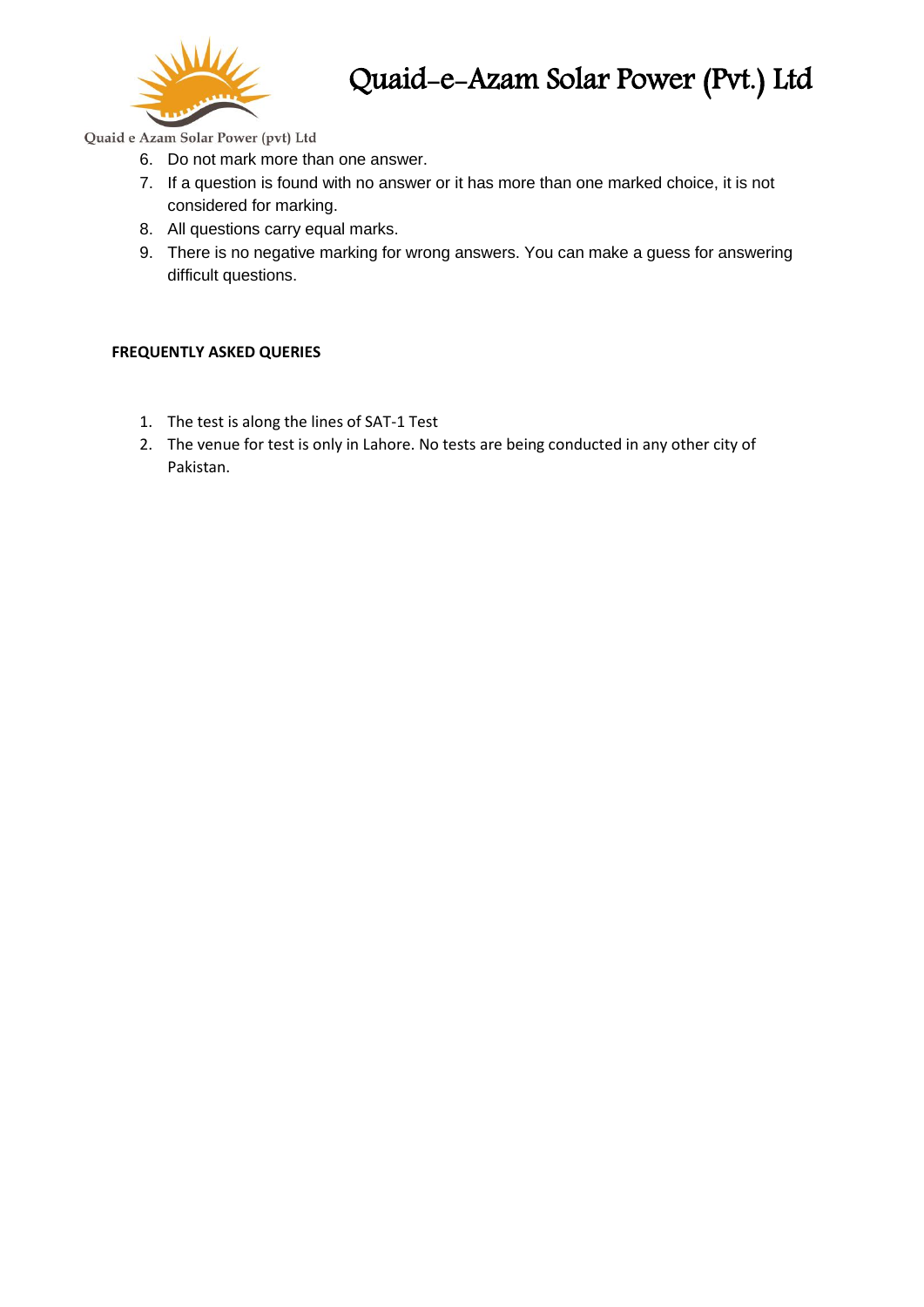6. Do not mark more than one answer.
7. If a question is found with no answer or it has more than one marked choice, it is not considered for marking.
8. All questions carry equal marks.
9. There is no negative marking for wrong answers. You can make a guess for answering difficult questions.

**FREQUENTLY ASKED QUERIES**

1. The test is along the lines of SAT-1 Test
2. The venue for test is only in Lahore. No tests are being conducted in any other city of Pakistan.